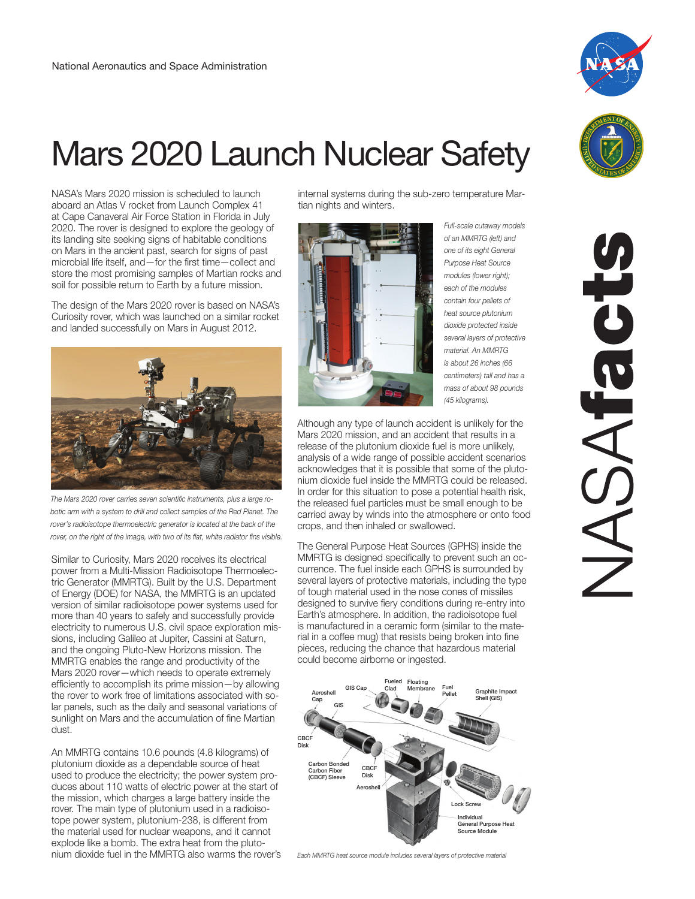National Aeronautics and Space Administration

# Mars 2020 Launch Nuclear Safety

NASA's Mars 2020 mission is scheduled to launch aboard an Atlas V rocket from Launch Complex 41 at Cape Canaveral Air Force Station in Florida in July 2020. The rover is designed to explore the geology of its landing site seeking signs of habitable conditions on Mars in the ancient past, search for signs of past microbial life itself, and—for the first time—collect and store the most promising samples of Martian rocks and soil for possible return to Earth by a future mission.

The design of the Mars 2020 rover is based on NASA's Curiosity rover, which was launched on a similar rocket and landed successfully on Mars in August 2012.

*The Mars 2020 rover carries seven scientific instruments, plus a large robotic arm with a system to drill and collect samples of the Red Planet. The rover's radioisotope thermoelectric generator is located at the back of the rover, on the right of the image, with two of its flat, white radiator fins visible.*

Similar to Curiosity, Mars 2020 receives its electrical power from a Multi-Mission Radioisotope Thermoelectric Generator (MMRTG). Built by the U.S. Department of Energy (DOE) for NASA, the MMRTG is an updated version of similar radioisotope power systems used for more than 40 years to safely and successfully provide electricity to numerous U.S. civil space exploration missions, including Galileo at Jupiter, Cassini at Saturn, and the ongoing Pluto-New Horizons mission. The MMRTG enables the range and productivity of the Mars 2020 rover—which needs to operate extremely efficiently to accomplish its prime mission—by allowing the rover to work free of limitations associated with solar panels, such as the daily and seasonal variations of sunlight on Mars and the accumulation of fine Martian dust.

An MMRTG contains 10.6 pounds (4.8 kilograms) of plutonium dioxide as a dependable source of heat used to produce the electricity; the power system produces about 110 watts of electric power at the start of the mission, which charges a large battery inside the rover. The main type of plutonium used in a radioisotope power system, plutonium-238, is different from the material used for nuclear weapons, and it cannot explode like a bomb. The extra heat from the plutonium dioxide fuel in the MMRTG also warms the rover's internal systems during the sub-zero temperature Martian nights and winters.

*Full-scale cutaway models of an MMRTG (left) and one of its eight General Purpose Heat Source modules (lower right); each of the modules contain four pellets of heat source plutonium dioxide protected inside several layers of protective material. An MMRTG is about 26 inches (66 centimeters) tall and has a mass of about 98 pounds (45 kilograms).*

Although any type of launch accident is unlikely for the Mars 2020 mission, and an accident that results in a release of the plutonium dioxide fuel is more unlikely, analysis of a wide range of possible accident scenarios acknowledges that it is possible that some of the plutonium dioxide fuel inside the MMRTG could be released. In order for this situation to pose a potential health risk, the released fuel particles must be small enough to be carried away by winds into the atmosphere or onto food crops, and then inhaled or swallowed.

The General Purpose Heat Sources (GPHS) inside the MMRTG is designed specifically to prevent such an occurrence. The fuel inside each GPHS is surrounded by several layers of protective materials, including the type of tough material used in the nose cones of missiles designed to survive fiery conditions during re-entry into Earth's atmosphere. In addition, the radioisotope fuel is manufactured in a ceramic form (similar to the material in a coffee mug) that resists being broken into fine pieces, reducing the chance that hazardous material could become airborne or ingested.

*Each MMRTG heat source module includes several layers of protective material*

NASAfacts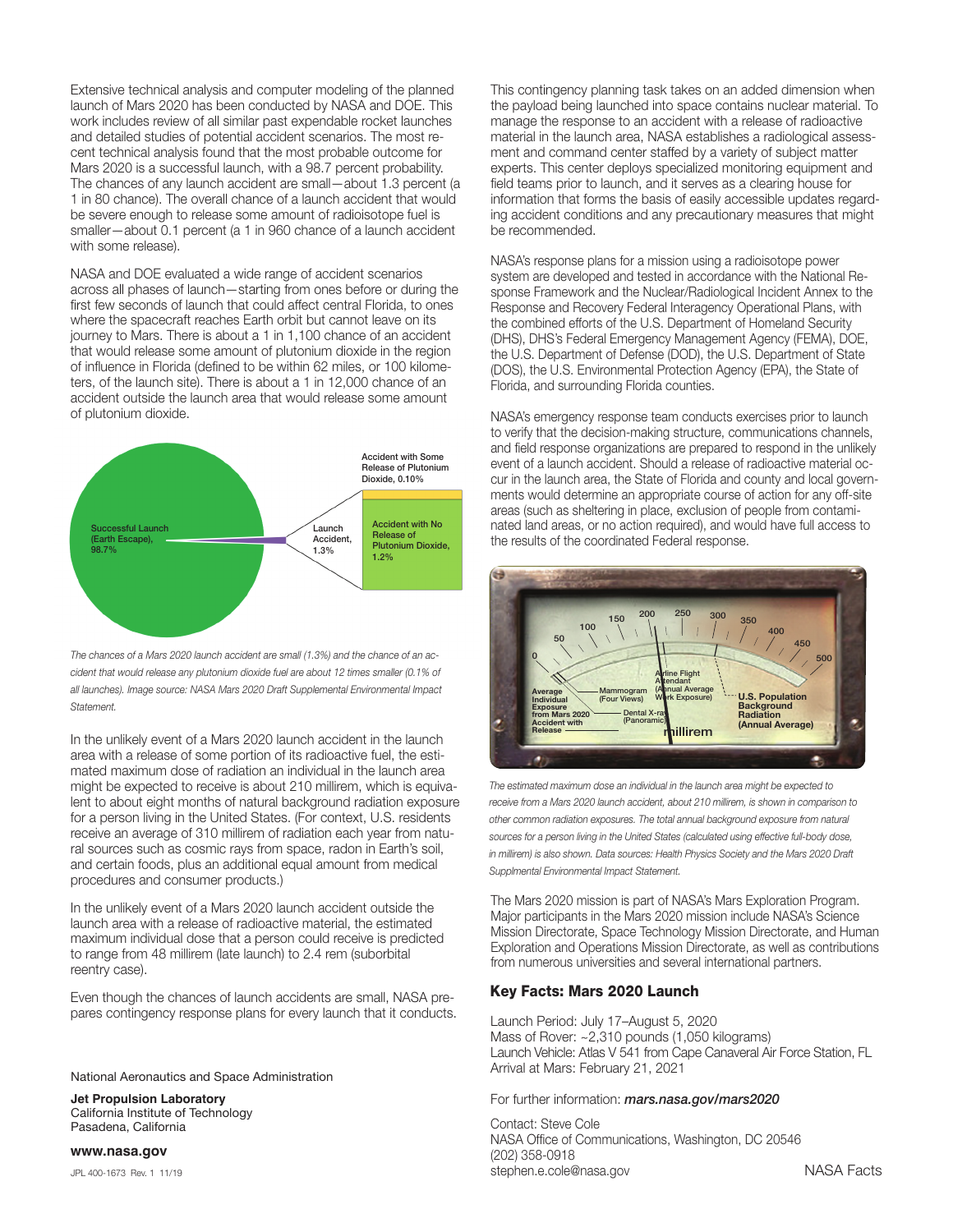Extensive technical analysis and computer modeling of the planned launch of Mars 2020 has been conducted by NASA and DOE. This work includes review of all similar past expendable rocket launches and detailed studies of potential accident scenarios. The most recent technical analysis found that the most probable outcome for Mars 2020 is a successful launch, with a 98.7 percent probability. The chances of any launch accident are small—about 1.3 percent (a 1 in 80 chance). The overall chance of a launch accident that would be severe enough to release some amount of radioisotope fuel is smaller—about 0.1 percent (a 1 in 960 chance of a launch accident with some release).

NASA and DOE evaluated a wide range of accident scenarios across all phases of launch—starting from ones before or during the first few seconds of launch that could affect central Florida, to ones where the spacecraft reaches Earth orbit but cannot leave on its journey to Mars. There is about a 1 in 1,100 chance of an accident that would release some amount of plutonium dioxide in the region of influence in Florida (defined to be within 62 miles, or 100 kilometers, of the launch site). There is about a 1 in 12,000 chance of an accident outside the launch area that would release some amount of plutonium dioxide.

Successful Launch (Earth Escape), 98.7%
Launch Accident, 1.3%
Accident with Some Release of Plutonium Dioxide, 0.10%
Accident with No Release of Plutonium Dioxide, 1.2%

*The chances of a Mars 2020 launch accident are small (1.3%) and the chance of an accident that would release any plutonium dioxide fuel are about 12 times smaller (0.1% of all launches). Image source: NASA Mars 2020 Draft Supplemental Environmental Impact Statement.*

In the unlikely event of a Mars 2020 launch accident in the launch area with a release of some portion of its radioactive fuel, the estimated maximum dose of radiation an individual in the launch area might be expected to receive is about 210 millirem, which is equivalent to about eight months of natural background radiation exposure for a person living in the United States. (For context, U.S. residents receive an average of 310 millirem of radiation each year from natural sources such as cosmic rays from space, radon in Earth's soil, and certain foods, plus an additional equal amount from medical procedures and consumer products.)

In the unlikely event of a Mars 2020 launch accident outside the launch area with a release of radioactive material, the estimated maximum individual dose that a person could receive is predicted to range from 48 millirem (late launch) to 2.4 rem (suborbital reentry case).

Even though the chances of launch accidents are small, NASA prepares contingency response plans for every launch that it conducts.

This contingency planning task takes on an added dimension when the payload being launched into space contains nuclear material. To manage the response to an accident with a release of radioactive material in the launch area, NASA establishes a radiological assessment and command center staffed by a variety of subject matter experts. This center deploys specialized monitoring equipment and field teams prior to launch, and it serves as a clearing house for information that forms the basis of easily accessible updates regarding accident conditions and any precautionary measures that might be recommended.

NASA's response plans for a mission using a radioisotope power system are developed and tested in accordance with the National Response Framework and the Nuclear/Radiological Incident Annex to the Response and Recovery Federal Interagency Operational Plans, with the combined efforts of the U.S. Department of Homeland Security (DHS), DHS's Federal Emergency Management Agency (FEMA), DOE, the U.S. Department of Defense (DOD), the U.S. Department of State (DOS), the U.S. Environmental Protection Agency (EPA), the State of Florida, and surrounding Florida counties.

NASA's emergency response team conducts exercises prior to launch to verify that the decision-making structure, communications channels, and field response organizations are prepared to respond in the unlikely event of a launch accident. Should a release of radioactive material occur in the launch area, the State of Florida and county and local governments would determine an appropriate course of action for any off-site areas (such as sheltering in place, exclusion of people from contaminated land areas, or no action required), and would have full access to the results of the coordinated Federal response.

0
50
100
150
200
250
300
350
400
450
500
Average Individual Exposure from Mars 2020 Accident with Release
Mammogram (Four Views)
Dental X-ray (Panoramic)
Airline Flight Attendant (Annual Average Work Exposure)
U.S. Population Background Radiation (Annual Average)
millirem

*The estimated maximum dose an individual in the launch area might be expected to receive from a Mars 2020 launch accident, about 210 millirem, is shown in comparison to other common radiation exposures. The total annual background exposure from natural sources for a person living in the United States (calculated using effective full-body dose, in millirem) is also shown. Data sources: Health Physics Society and the Mars 2020 Draft Supplmental Environmental Impact Statement.*

The Mars 2020 mission is part of NASA's Mars Exploration Program. Major participants in the Mars 2020 mission include NASA's Science Mission Directorate, Space Technology Mission Directorate, and Human Exploration and Operations Mission Directorate, as well as contributions from numerous universities and several international partners.

## Key Facts: Mars 2020 Launch

Launch Period: July 17–August 5, 2020
Mass of Rover: ~2,310 pounds (1,050 kilograms)
Launch Vehicle: Atlas V 541 from Cape Canaveral Air Force Station, FL
Arrival at Mars: February 21, 2021

For further information: ***mars.nasa.gov/mars2020***

Contact: Steve Cole
NASA Office of Communications, Washington, DC 20546
(202) 358-0918
stephen.e.cole@nasa.gov

National Aeronautics and Space Administration

**Jet Propulsion Laboratory**
California Institute of Technology
Pasadena, California

**www.nasa.gov**

JPL 400-1673 Rev. 1 11/19

NASA Facts